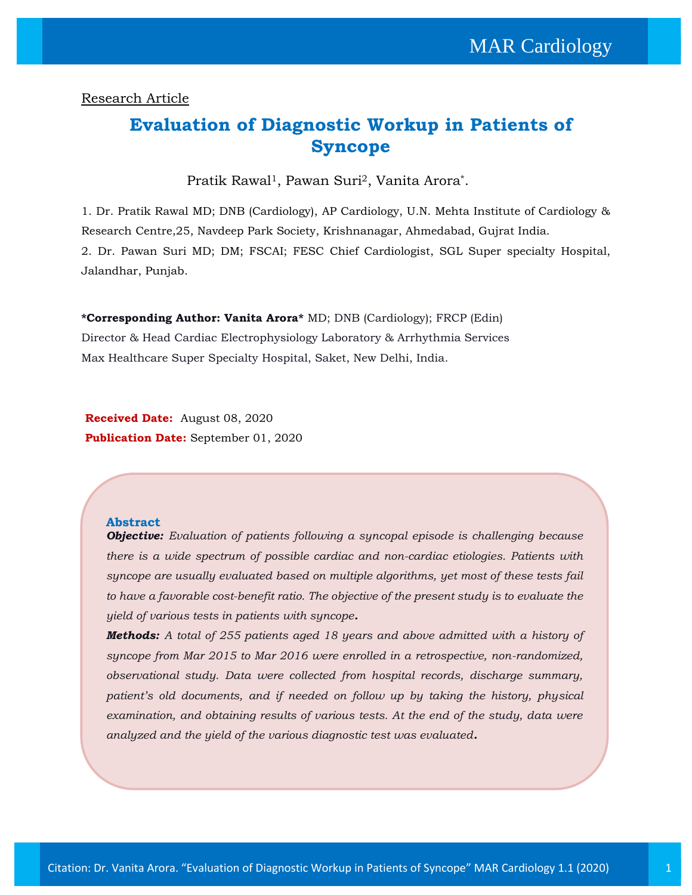Research Article

# Evaluation of Diagnostic Workup in Patients of Syncope

Pratik Rawal[1], Pawan Suri[2], Vanita Arora[*].

1. Dr. Pratik Rawal MD; DNB (Cardiology), AP Cardiology, U.N. Mehta Institute of Cardiology & Research Centre,25, Navdeep Park Society, Krishnanagar, Ahmedabad, Gujrat India.
2. Dr. Pawan Suri MD; DM; FSCAI; FESC Chief Cardiologist, SGL Super specialty Hospital, Jalandhar, Punjab.

**\*Corresponding Author: Vanita Arora\*** MD; DNB (Cardiology); FRCP (Edin)
Director & Head Cardiac Electrophysiology Laboratory & Arrhythmia Services
Max Healthcare Super Specialty Hospital, Saket, New Delhi, India.

**Received Date:** August 08, 2020
**Publication Date:** September 01, 2020

## Abstract

***Objective:*** *Evaluation of patients following a syncopal episode is challenging because there is a wide spectrum of possible cardiac and non-cardiac etiologies. Patients with syncope are usually evaluated based on multiple algorithms, yet most of these tests fail to have a favorable cost-benefit ratio. The objective of the present study is to evaluate the yield of various tests in patients with syncope.*

***Methods:*** *A total of 255 patients aged 18 years and above admitted with a history of syncope from Mar 2015 to Mar 2016 were enrolled in a retrospective, non-randomized, observational study. Data were collected from hospital records, discharge summary, patient's old documents, and if needed on follow up by taking the history, physical examination, and obtaining results of various tests. At the end of the study, data were analyzed and the yield of the various diagnostic test was evaluated.*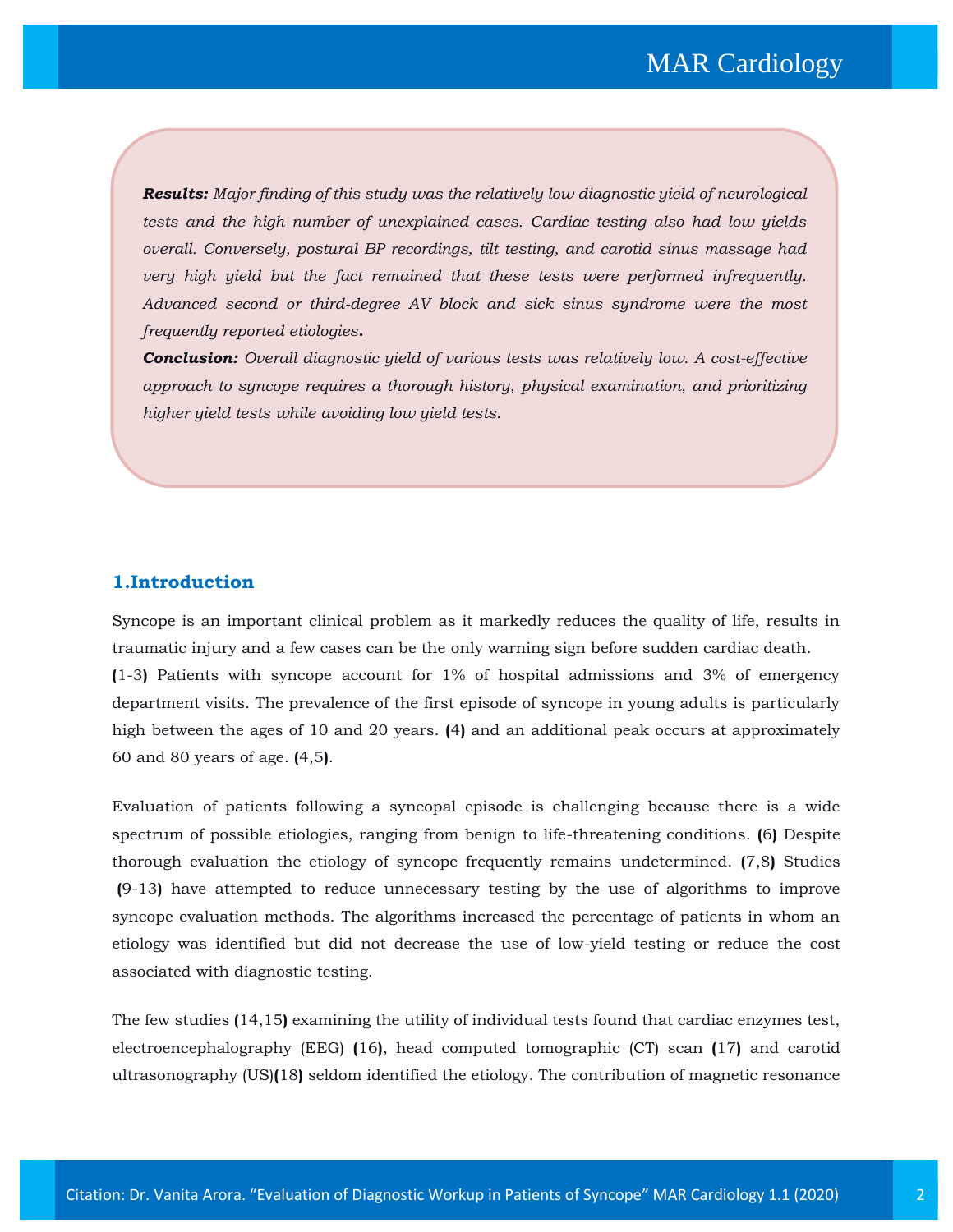***Results:*** *Major finding of this study was the relatively low diagnostic yield of neurological tests and the high number of unexplained cases. Cardiac testing also had low yields overall. Conversely, postural BP recordings, tilt testing, and carotid sinus massage had very high yield but the fact remained that these tests were performed infrequently. Advanced second or third-degree AV block and sick sinus syndrome were the most frequently reported etiologies.*

***Conclusion:*** *Overall diagnostic yield of various tests was relatively low. A cost-effective approach to syncope requires a thorough history, physical examination, and prioritizing higher yield tests while avoiding low yield tests.*

## 1.Introduction

Syncope is an important clinical problem as it markedly reduces the quality of life, results in traumatic injury and a few cases can be the only warning sign before sudden cardiac death. (1-3) Patients with syncope account for 1% of hospital admissions and 3% of emergency department visits. The prevalence of the first episode of syncope in young adults is particularly high between the ages of 10 and 20 years. (4) and an additional peak occurs at approximately 60 and 80 years of age. (4,5).

Evaluation of patients following a syncopal episode is challenging because there is a wide spectrum of possible etiologies, ranging from benign to life-threatening conditions. (6) Despite thorough evaluation the etiology of syncope frequently remains undetermined. (7,8) Studies (9-13) have attempted to reduce unnecessary testing by the use of algorithms to improve syncope evaluation methods. The algorithms increased the percentage of patients in whom an etiology was identified but did not decrease the use of low-yield testing or reduce the cost associated with diagnostic testing.

The few studies (14,15) examining the utility of individual tests found that cardiac enzymes test, electroencephalography (EEG) (16), head computed tomographic (CT) scan (17) and carotid ultrasonography (US)(18) seldom identified the etiology. The contribution of magnetic resonance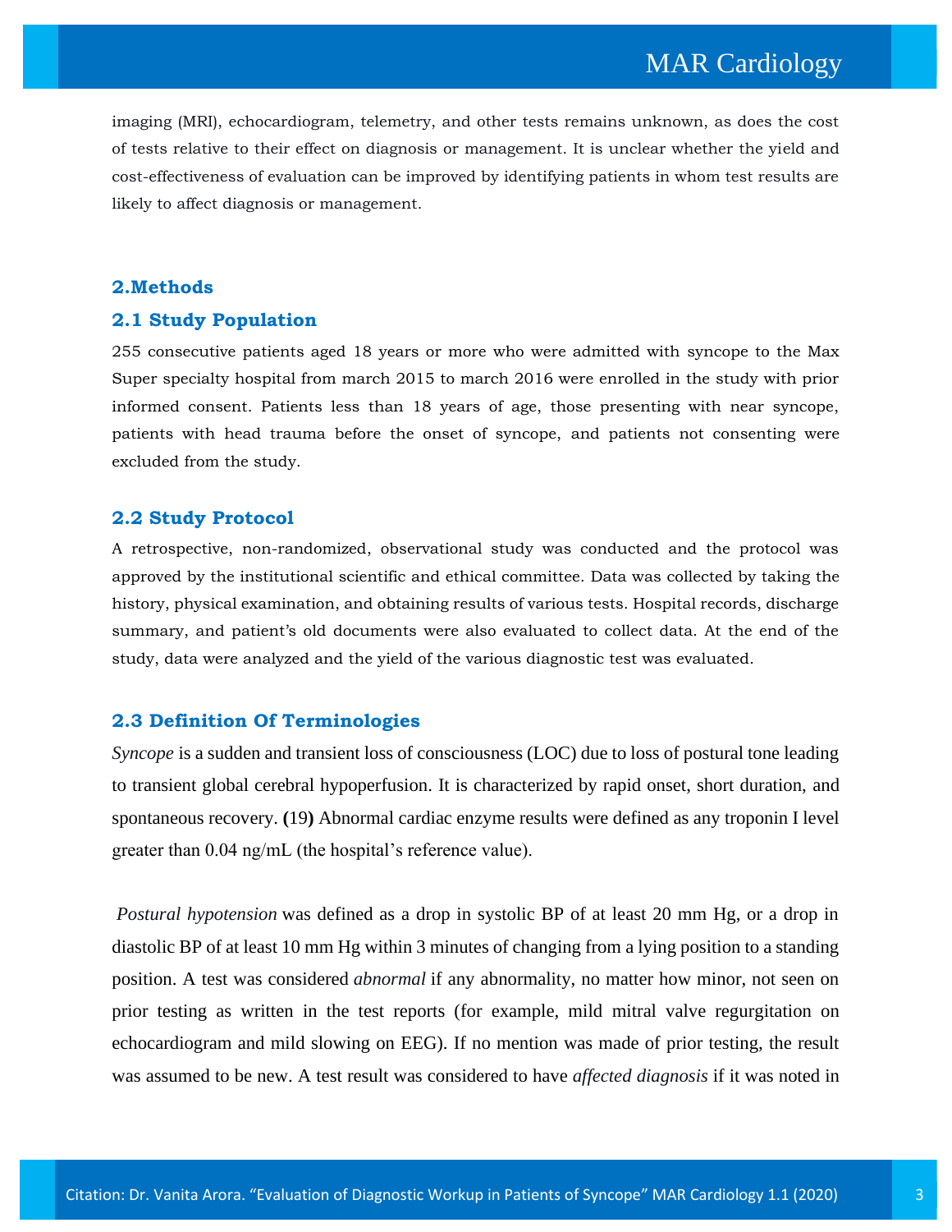imaging (MRI), echocardiogram, telemetry, and other tests remains unknown, as does the cost of tests relative to their effect on diagnosis or management. It is unclear whether the yield and cost-effectiveness of evaluation can be improved by identifying patients in whom test results are likely to affect diagnosis or management.

## 2.Methods

### 2.1 Study Population

255 consecutive patients aged 18 years or more who were admitted with syncope to the Max Super specialty hospital from march 2015 to march 2016 were enrolled in the study with prior informed consent. Patients less than 18 years of age, those presenting with near syncope, patients with head trauma before the onset of syncope, and patients not consenting were excluded from the study.

### 2.2 Study Protocol

A retrospective, non-randomized, observational study was conducted and the protocol was approved by the institutional scientific and ethical committee. Data was collected by taking the history, physical examination, and obtaining results of various tests. Hospital records, discharge summary, and patient's old documents were also evaluated to collect data. At the end of the study, data were analyzed and the yield of the various diagnostic test was evaluated.

### 2.3 Definition Of Terminologies

*Syncope* is a sudden and transient loss of consciousness (LOC) due to loss of postural tone leading to transient global cerebral hypoperfusion. It is characterized by rapid onset, short duration, and spontaneous recovery. **(**19**)** Abnormal cardiac enzyme results were defined as any troponin I level greater than 0.04 ng/mL (the hospital's reference value).

*Postural hypotension* was defined as a drop in systolic BP of at least 20 mm Hg, or a drop in diastolic BP of at least 10 mm Hg within 3 minutes of changing from a lying position to a standing position. A test was considered *abnormal* if any abnormality, no matter how minor, not seen on prior testing as written in the test reports (for example, mild mitral valve regurgitation on echocardiogram and mild slowing on EEG). If no mention was made of prior testing, the result was assumed to be new. A test result was considered to have *affected diagnosis* if it was noted in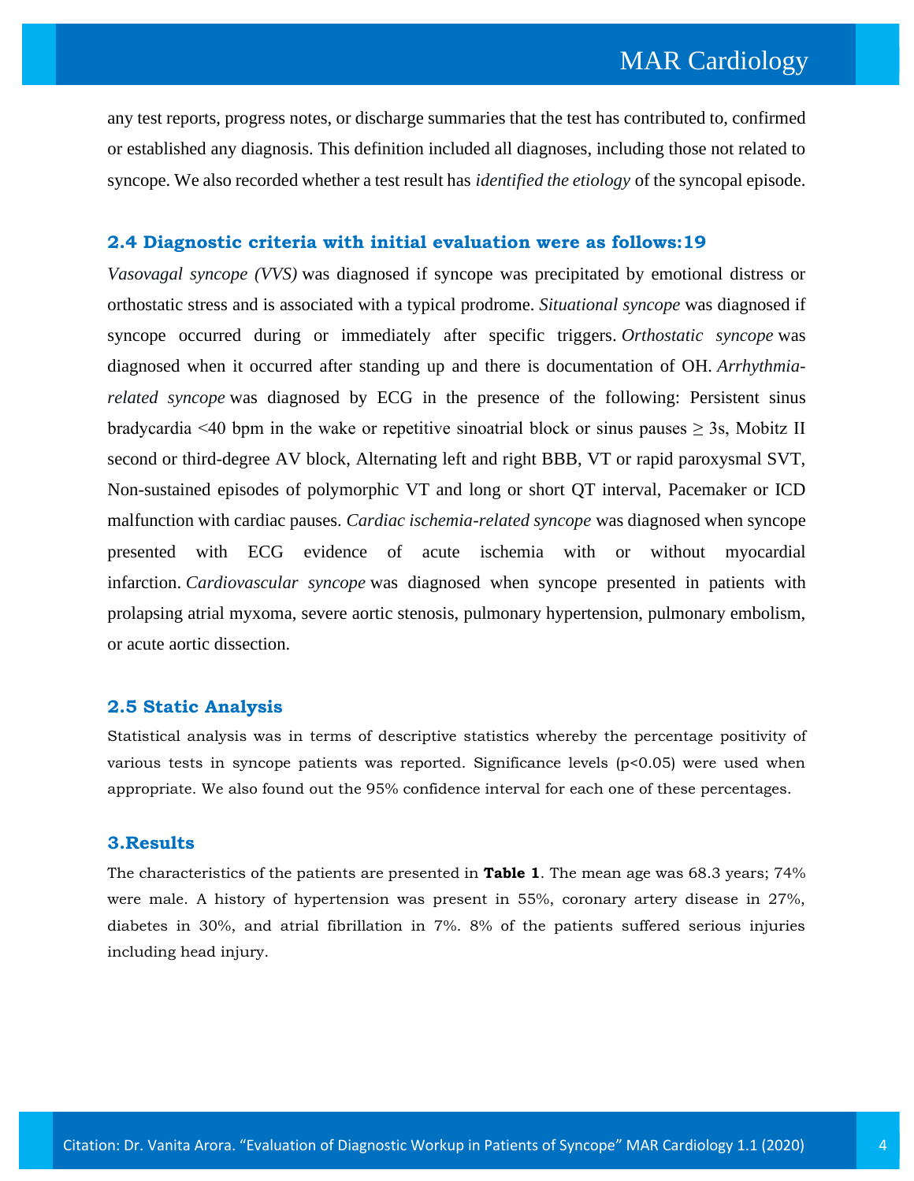any test reports, progress notes, or discharge summaries that the test has contributed to, confirmed or established any diagnosis. This definition included all diagnoses, including those not related to syncope. We also recorded whether a test result has *identified the etiology* of the syncopal episode.

### 2.4 Diagnostic criteria with initial evaluation were as follows:19

*Vasovagal syncope (VVS)* was diagnosed if syncope was precipitated by emotional distress or orthostatic stress and is associated with a typical prodrome. *Situational syncope* was diagnosed if syncope occurred during or immediately after specific triggers. *Orthostatic syncope* was diagnosed when it occurred after standing up and there is documentation of OH. *Arrhythmia-related syncope* was diagnosed by ECG in the presence of the following: Persistent sinus bradycardia <40 bpm in the wake or repetitive sinoatrial block or sinus pauses ≥ 3s, Mobitz II second or third-degree AV block, Alternating left and right BBB, VT or rapid paroxysmal SVT, Non-sustained episodes of polymorphic VT and long or short QT interval, Pacemaker or ICD malfunction with cardiac pauses. *Cardiac ischemia-related syncope* was diagnosed when syncope presented with ECG evidence of acute ischemia with or without myocardial infarction. *Cardiovascular syncope* was diagnosed when syncope presented in patients with prolapsing atrial myxoma, severe aortic stenosis, pulmonary hypertension, pulmonary embolism, or acute aortic dissection.

### 2.5 Static Analysis

Statistical analysis was in terms of descriptive statistics whereby the percentage positivity of various tests in syncope patients was reported. Significance levels ($p<0.05$) were used when appropriate. We also found out the 95% confidence interval for each one of these percentages.

## 3.Results

The characteristics of the patients are presented in **Table 1**. The mean age was 68.3 years; 74% were male. A history of hypertension was present in 55%, coronary artery disease in 27%, diabetes in 30%, and atrial fibrillation in 7%. 8% of the patients suffered serious injuries including head injury.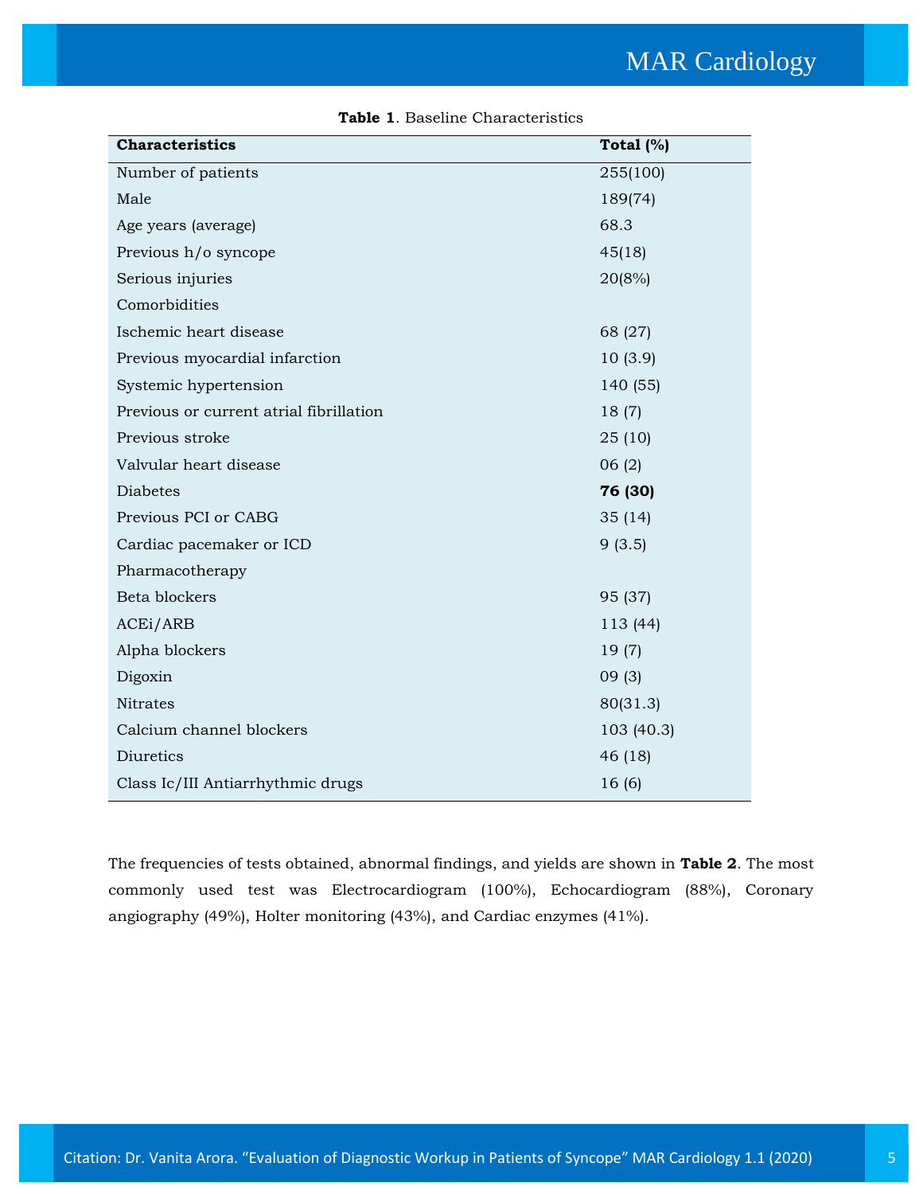**Table 1**. Baseline Characteristics

| Characteristics | Total (%) |
|---|---|
| Number of patients | 255(100) |
| Male | 189(74) |
| Age years (average) | 68.3 |
| Previous h/o syncope | 45(18) |
| Serious injuries | 20(8%) |
| Comorbidities | |
| Ischemic heart disease | 68 (27) |
| Previous myocardial infarction | 10 (3.9) |
| Systemic hypertension | 140 (55) |
| Previous or current atrial fibrillation | 18 (7) |
| Previous stroke | 25 (10) |
| Valvular heart disease | 06 (2) |
| Diabetes | **76 (30)** |
| Previous PCI or CABG | 35 (14) |
| Cardiac pacemaker or ICD | 9 (3.5) |
| Pharmacotherapy | |
| Beta blockers | 95 (37) |
| ACEi/ARB | 113 (44) |
| Alpha blockers | 19 (7) |
| Digoxin | 09 (3) |
| Nitrates | 80(31.3) |
| Calcium channel blockers | 103 (40.3) |
| Diuretics | 46 (18) |
| Class Ic/III Antiarrhythmic drugs | 16 (6) |

The frequencies of tests obtained, abnormal findings, and yields are shown in **Table 2**. The most commonly used test was Electrocardiogram (100%), Echocardiogram (88%), Coronary angiography (49%), Holter monitoring (43%), and Cardiac enzymes (41%).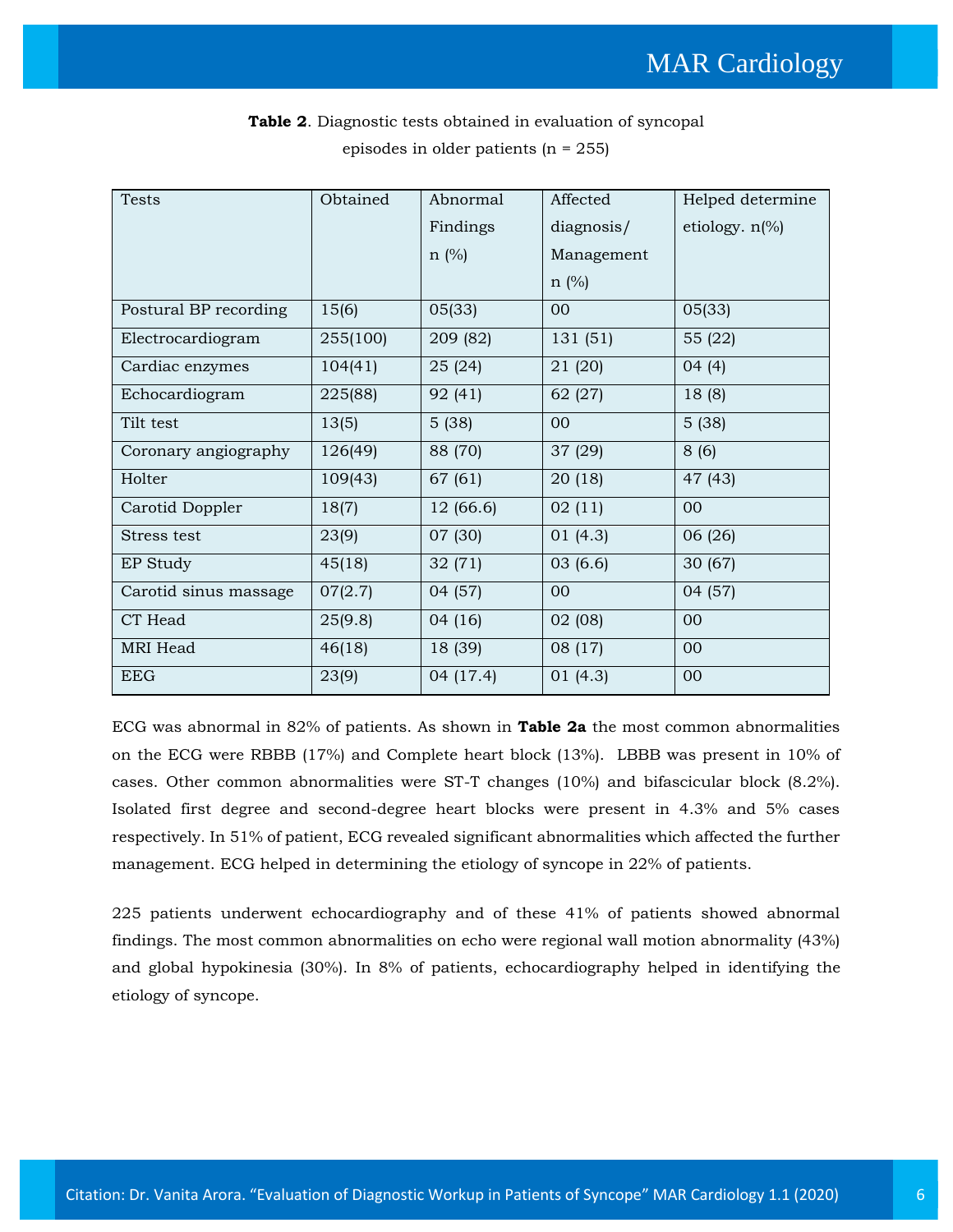**Table 2**. Diagnostic tests obtained in evaluation of syncopal episodes in older patients (n = 255)

| Tests | Obtained | Abnormal Findings n (%) | Affected diagnosis/ Management n (%) | Helped determine etiology. n(%) |
|---|---|---|---|---|
| Postural BP recording | 15(6) | 05(33) | 00 | 05(33) |
| Electrocardiogram | 255(100) | 209 (82) | 131 (51) | 55 (22) |
| Cardiac enzymes | 104(41) | 25 (24) | 21 (20) | 04 (4) |
| Echocardiogram | 225(88) | 92 (41) | 62 (27) | 18 (8) |
| Tilt test | 13(5) | 5 (38) | 00 | 5 (38) |
| Coronary angiography | 126(49) | 88 (70) | 37 (29) | 8 (6) |
| Holter | 109(43) | 67 (61) | 20 (18) | 47 (43) |
| Carotid Doppler | 18(7) | 12 (66.6) | 02 (11) | 00 |
| Stress test | 23(9) | 07 (30) | 01 (4.3) | 06 (26) |
| EP Study | 45(18) | 32 (71) | 03 (6.6) | 30 (67) |
| Carotid sinus massage | 07(2.7) | 04 (57) | 00 | 04 (57) |
| CT Head | 25(9.8) | 04 (16) | 02 (08) | 00 |
| MRI Head | 46(18) | 18 (39) | 08 (17) | 00 |
| EEG | 23(9) | 04 (17.4) | 01 (4.3) | 00 |

ECG was abnormal in 82% of patients. As shown in **Table 2a** the most common abnormalities on the ECG were RBBB (17%) and Complete heart block (13%). LBBB was present in 10% of cases. Other common abnormalities were ST-T changes (10%) and bifascicular block (8.2%). Isolated first degree and second-degree heart blocks were present in 4.3% and 5% cases respectively. In 51% of patient, ECG revealed significant abnormalities which affected the further management. ECG helped in determining the etiology of syncope in 22% of patients.

225 patients underwent echocardiography and of these 41% of patients showed abnormal findings. The most common abnormalities on echo were regional wall motion abnormality (43%) and global hypokinesia (30%). In 8% of patients, echocardiography helped in identifying the etiology of syncope.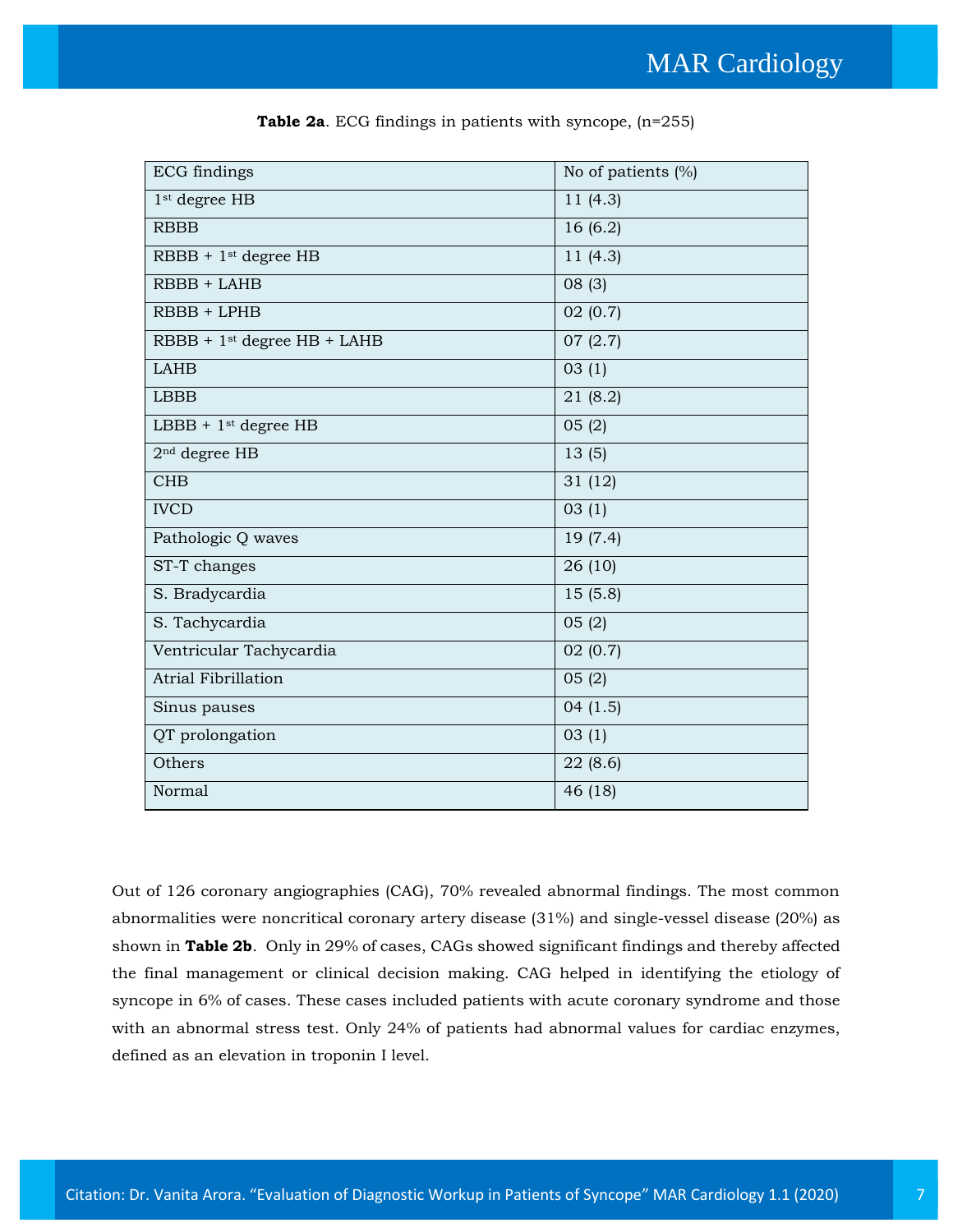**Table 2a**. ECG findings in patients with syncope, (n=255)

| ECG findings | No of patients (%) |
|---|---|
| 1st degree HB | 11 (4.3) |
| RBBB | 16 (6.2) |
| RBBB + 1st degree HB | 11 (4.3) |
| RBBB + LAHB | 08 (3) |
| RBBB + LPHB | 02 (0.7) |
| RBBB + 1st degree HB + LAHB | 07 (2.7) |
| LAHB | 03 (1) |
| LBBB | 21 (8.2) |
| LBBB + 1st degree HB | 05 (2) |
| 2nd degree HB | 13 (5) |
| CHB | 31 (12) |
| IVCD | 03 (1) |
| Pathologic Q waves | 19 (7.4) |
| ST-T changes | 26 (10) |
| S. Bradycardia | 15 (5.8) |
| S. Tachycardia | 05 (2) |
| Ventricular Tachycardia | 02 (0.7) |
| Atrial Fibrillation | 05 (2) |
| Sinus pauses | 04 (1.5) |
| QT prolongation | 03 (1) |
| Others | 22 (8.6) |
| Normal | 46 (18) |

Out of 126 coronary angiographies (CAG), 70% revealed abnormal findings. The most common abnormalities were noncritical coronary artery disease (31%) and single-vessel disease (20%) as shown in **Table 2b**. Only in 29% of cases, CAGs showed significant findings and thereby affected the final management or clinical decision making. CAG helped in identifying the etiology of syncope in 6% of cases. These cases included patients with acute coronary syndrome and those with an abnormal stress test. Only 24% of patients had abnormal values for cardiac enzymes, defined as an elevation in troponin I level.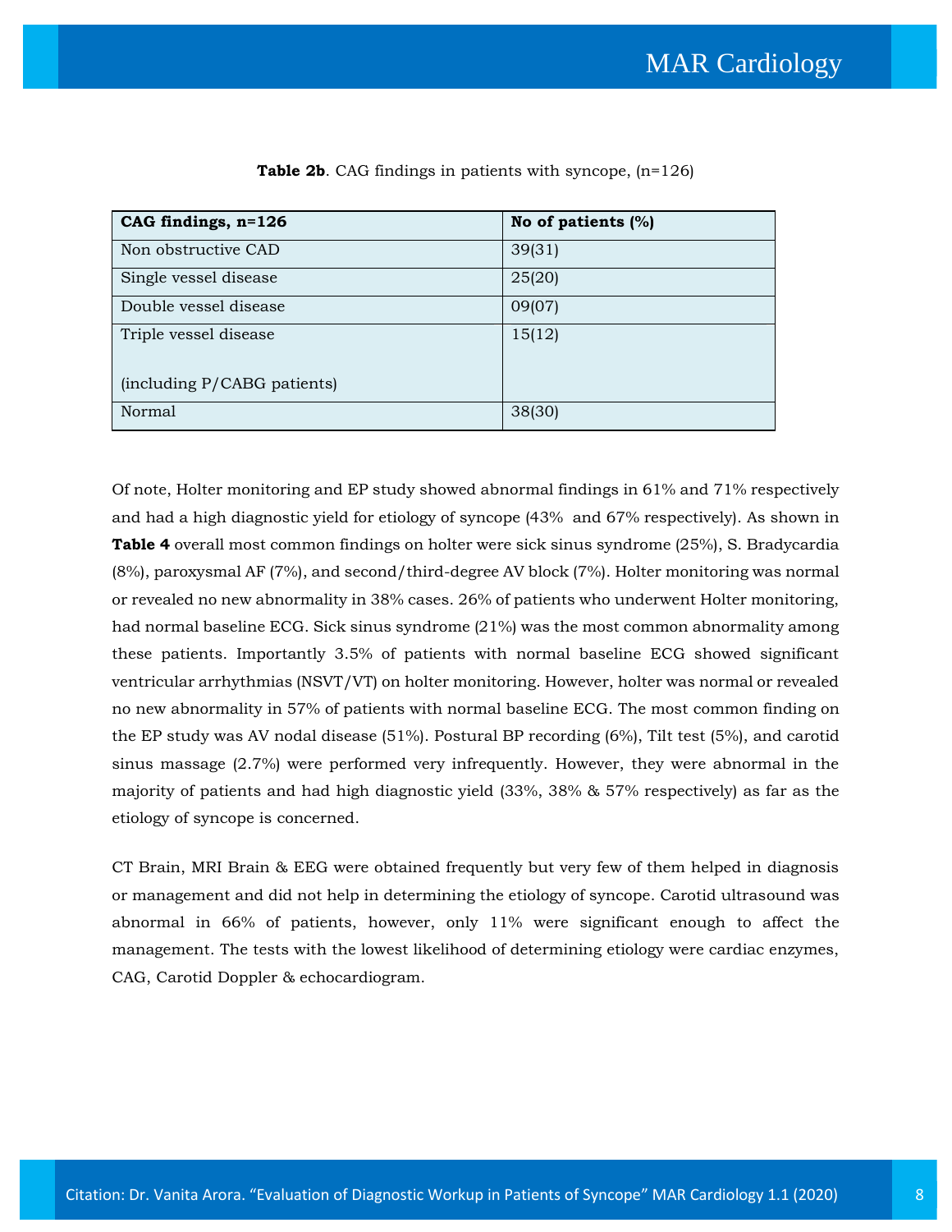**Table 2b**. CAG findings in patients with syncope, (n=126)

| CAG findings, n=126 | No of patients (%) |
|---|---|
| Non obstructive CAD | 39(31) |
| Single vessel disease | 25(20) |
| Double vessel disease | 09(07) |
| Triple vessel disease<br><br>(including P/CABG patients) | 15(12) |
| Normal | 38(30) |

Of note, Holter monitoring and EP study showed abnormal findings in 61% and 71% respectively and had a high diagnostic yield for etiology of syncope (43% and 67% respectively). As shown in **Table 4** overall most common findings on holter were sick sinus syndrome (25%), S. Bradycardia (8%), paroxysmal AF (7%), and second/third-degree AV block (7%). Holter monitoring was normal or revealed no new abnormality in 38% cases. 26% of patients who underwent Holter monitoring, had normal baseline ECG. Sick sinus syndrome (21%) was the most common abnormality among these patients. Importantly 3.5% of patients with normal baseline ECG showed significant ventricular arrhythmias (NSVT/VT) on holter monitoring. However, holter was normal or revealed no new abnormality in 57% of patients with normal baseline ECG. The most common finding on the EP study was AV nodal disease (51%). Postural BP recording (6%), Tilt test (5%), and carotid sinus massage (2.7%) were performed very infrequently. However, they were abnormal in the majority of patients and had high diagnostic yield (33%, 38% & 57% respectively) as far as the etiology of syncope is concerned.

CT Brain, MRI Brain & EEG were obtained frequently but very few of them helped in diagnosis or management and did not help in determining the etiology of syncope. Carotid ultrasound was abnormal in 66% of patients, however, only 11% were significant enough to affect the management. The tests with the lowest likelihood of determining etiology were cardiac enzymes, CAG, Carotid Doppler & echocardiogram.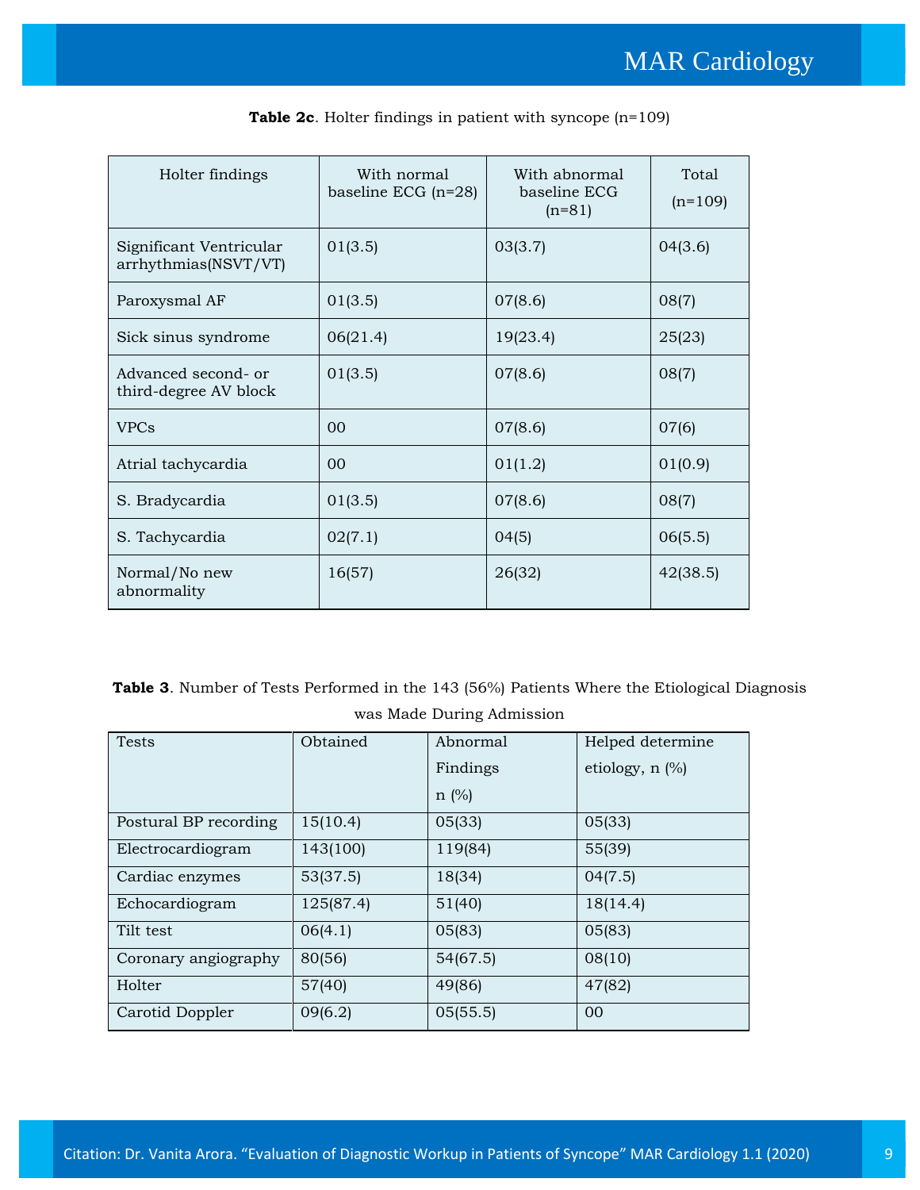**Table 2c**. Holter findings in patient with syncope (n=109)

| Holter findings | With normal baseline ECG (n=28) | With abnormal baseline ECG (n=81) | Total (n=109) |
|---|---|---|---|
| Significant Ventricular arrhythmias(NSVT/VT) | 01(3.5) | 03(3.7) | 04(3.6) |
| Paroxysmal AF | 01(3.5) | 07(8.6) | 08(7) |
| Sick sinus syndrome | 06(21.4) | 19(23.4) | 25(23) |
| Advanced second- or third-degree AV block | 01(3.5) | 07(8.6) | 08(7) |
| VPCs | 00 | 07(8.6) | 07(6) |
| Atrial tachycardia | 00 | 01(1.2) | 01(0.9) |
| S. Bradycardia | 01(3.5) | 07(8.6) | 08(7) |
| S. Tachycardia | 02(7.1) | 04(5) | 06(5.5) |
| Normal/No new abnormality | 16(57) | 26(32) | 42(38.5) |

**Table 3**. Number of Tests Performed in the 143 (56%) Patients Where the Etiological Diagnosis was Made During Admission

| Tests | Obtained | Abnormal Findings n (%) | Helped determine etiology, n (%) |
|---|---|---|---|
| Postural BP recording | 15(10.4) | 05(33) | 05(33) |
| Electrocardiogram | 143(100) | 119(84) | 55(39) |
| Cardiac enzymes | 53(37.5) | 18(34) | 04(7.5) |
| Echocardiogram | 125(87.4) | 51(40) | 18(14.4) |
| Tilt test | 06(4.1) | 05(83) | 05(83) |
| Coronary angiography | 80(56) | 54(67.5) | 08(10) |
| Holter | 57(40) | 49(86) | 47(82) |
| Carotid Doppler | 09(6.2) | 05(55.5) | 00 |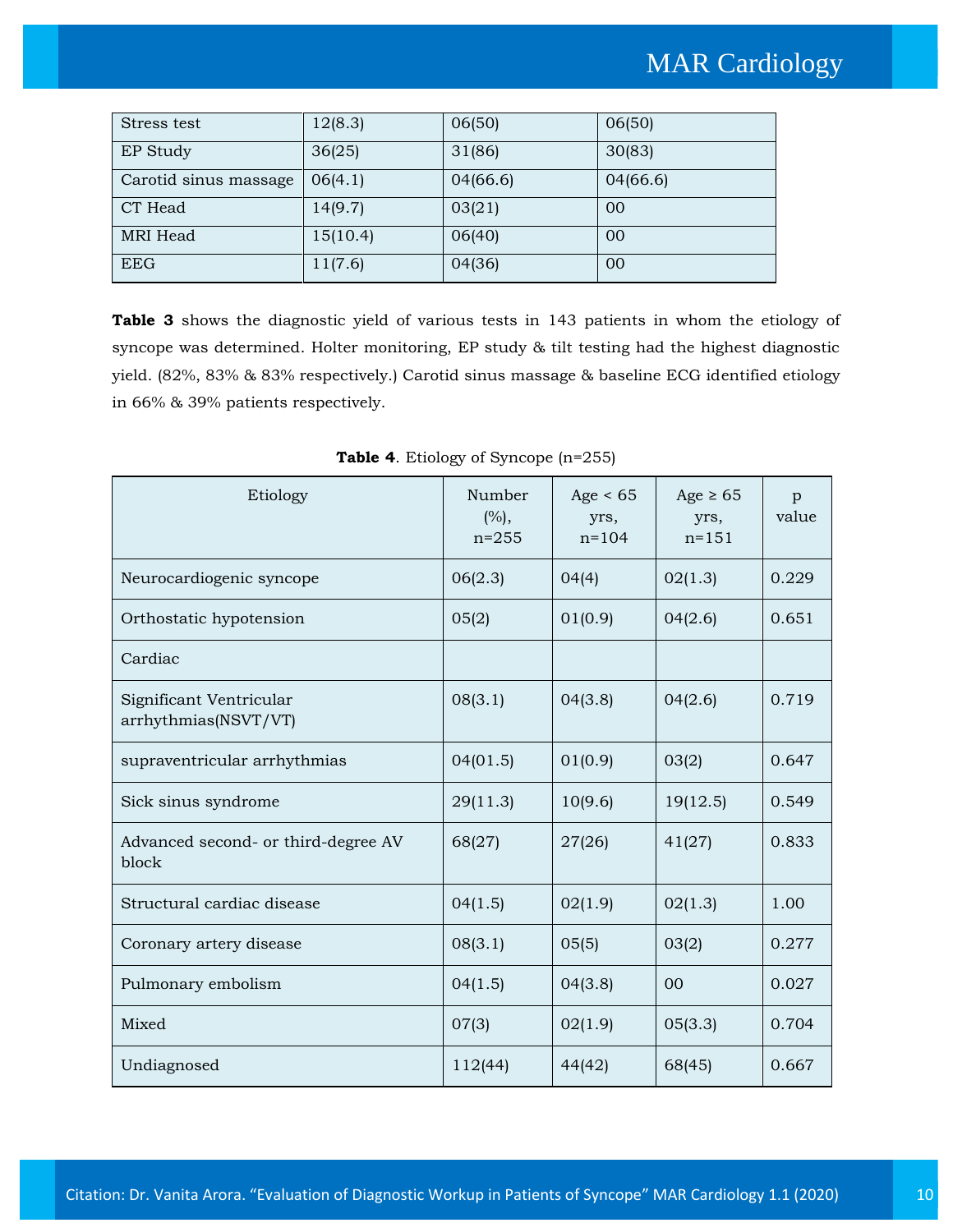| Stress test | 12(8.3) | 06(50) | 06(50) |
|---|---|---|---|
| EP Study | 36(25) | 31(86) | 30(83) |
| Carotid sinus massage | 06(4.1) | 04(66.6) | 04(66.6) |
| CT Head | 14(9.7) | 03(21) | 00 |
| MRI Head | 15(10.4) | 06(40) | 00 |
| EEG | 11(7.6) | 04(36) | 00 |

**Table 3** shows the diagnostic yield of various tests in 143 patients in whom the etiology of syncope was determined. Holter monitoring, EP study & tilt testing had the highest diagnostic yield. (82%, 83% & 83% respectively.) Carotid sinus massage & baseline ECG identified etiology in 66% & 39% patients respectively.

**Table 4**. Etiology of Syncope (n=255)

| Etiology | Number (%), n=255 | Age < 65 yrs, n=104 | Age ≥ 65 yrs, n=151 | p value |
|---|---|---|---|---|
| Neurocardiogenic syncope | 06(2.3) | 04(4) | 02(1.3) | 0.229 |
| Orthostatic hypotension | 05(2) | 01(0.9) | 04(2.6) | 0.651 |
| Cardiac | | | | |
| Significant Ventricular arrhythmias(NSVT/VT) | 08(3.1) | 04(3.8) | 04(2.6) | 0.719 |
| supraventricular arrhythmias | 04(01.5) | 01(0.9) | 03(2) | 0.647 |
| Sick sinus syndrome | 29(11.3) | 10(9.6) | 19(12.5) | 0.549 |
| Advanced second- or third-degree AV block | 68(27) | 27(26) | 41(27) | 0.833 |
| Structural cardiac disease | 04(1.5) | 02(1.9) | 02(1.3) | 1.00 |
| Coronary artery disease | 08(3.1) | 05(5) | 03(2) | 0.277 |
| Pulmonary embolism | 04(1.5) | 04(3.8) | 00 | 0.027 |
| Mixed | 07(3) | 02(1.9) | 05(3.3) | 0.704 |
| Undiagnosed | 112(44) | 44(42) | 68(45) | 0.667 |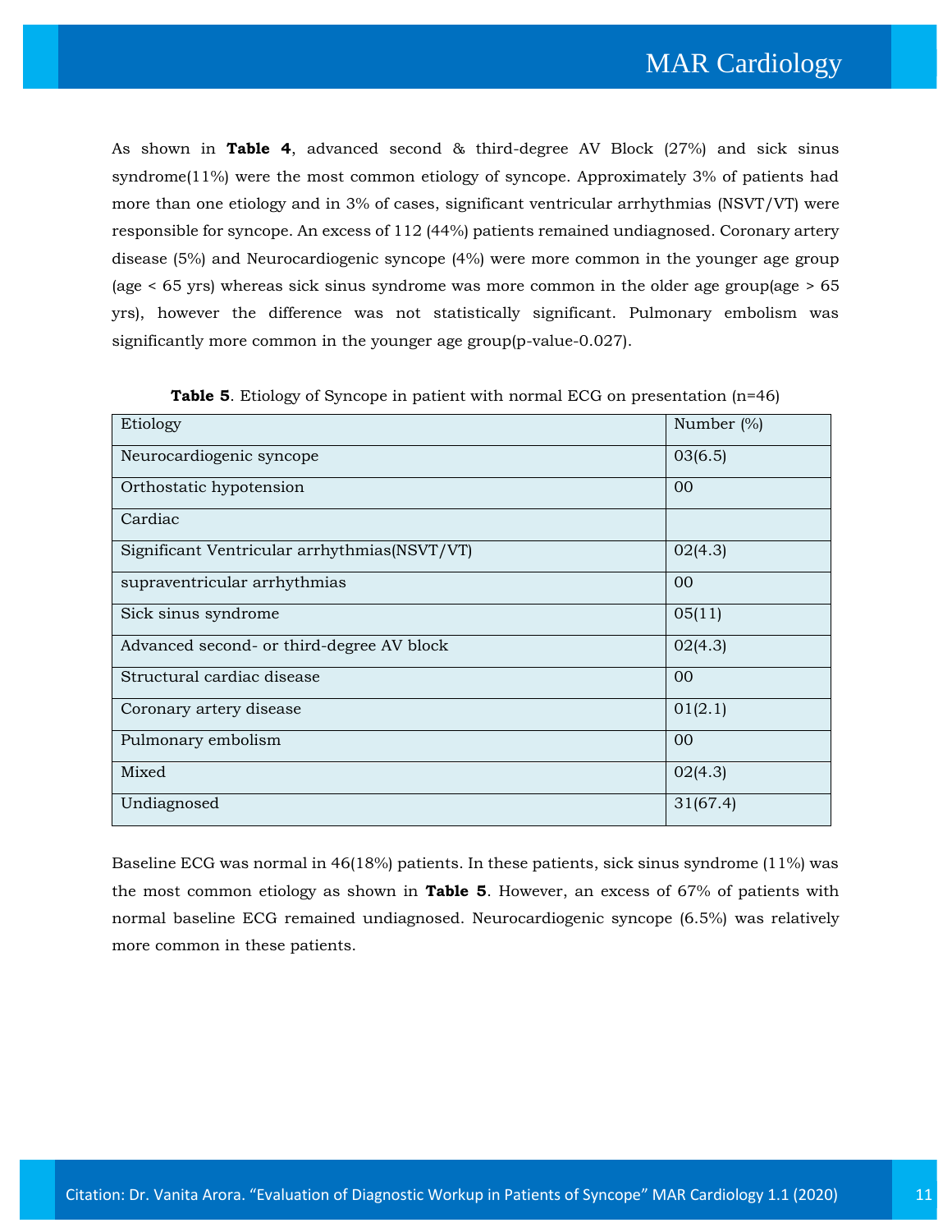As shown in **Table 4**, advanced second & third-degree AV Block (27%) and sick sinus syndrome(11%) were the most common etiology of syncope. Approximately 3% of patients had more than one etiology and in 3% of cases, significant ventricular arrhythmias (NSVT/VT) were responsible for syncope. An excess of 112 (44%) patients remained undiagnosed. Coronary artery disease (5%) and Neurocardiogenic syncope (4%) were more common in the younger age group (age < 65 yrs) whereas sick sinus syndrome was more common in the older age group(age > 65 yrs), however the difference was not statistically significant. Pulmonary embolism was significantly more common in the younger age group(p-value-0.027).

**Table 5**. Etiology of Syncope in patient with normal ECG on presentation (n=46)

| Etiology | Number (%) |
|---|---|
| Neurocardiogenic syncope | 03(6.5) |
| Orthostatic hypotension | 00 |
| Cardiac | |
| Significant Ventricular arrhythmias(NSVT/VT) | 02(4.3) |
| supraventricular arrhythmias | 00 |
| Sick sinus syndrome | 05(11) |
| Advanced second- or third-degree AV block | 02(4.3) |
| Structural cardiac disease | 00 |
| Coronary artery disease | 01(2.1) |
| Pulmonary embolism | 00 |
| Mixed | 02(4.3) |
| Undiagnosed | 31(67.4) |

Baseline ECG was normal in 46(18%) patients. In these patients, sick sinus syndrome (11%) was the most common etiology as shown in **Table 5**. However, an excess of 67% of patients with normal baseline ECG remained undiagnosed. Neurocardiogenic syncope (6.5%) was relatively more common in these patients.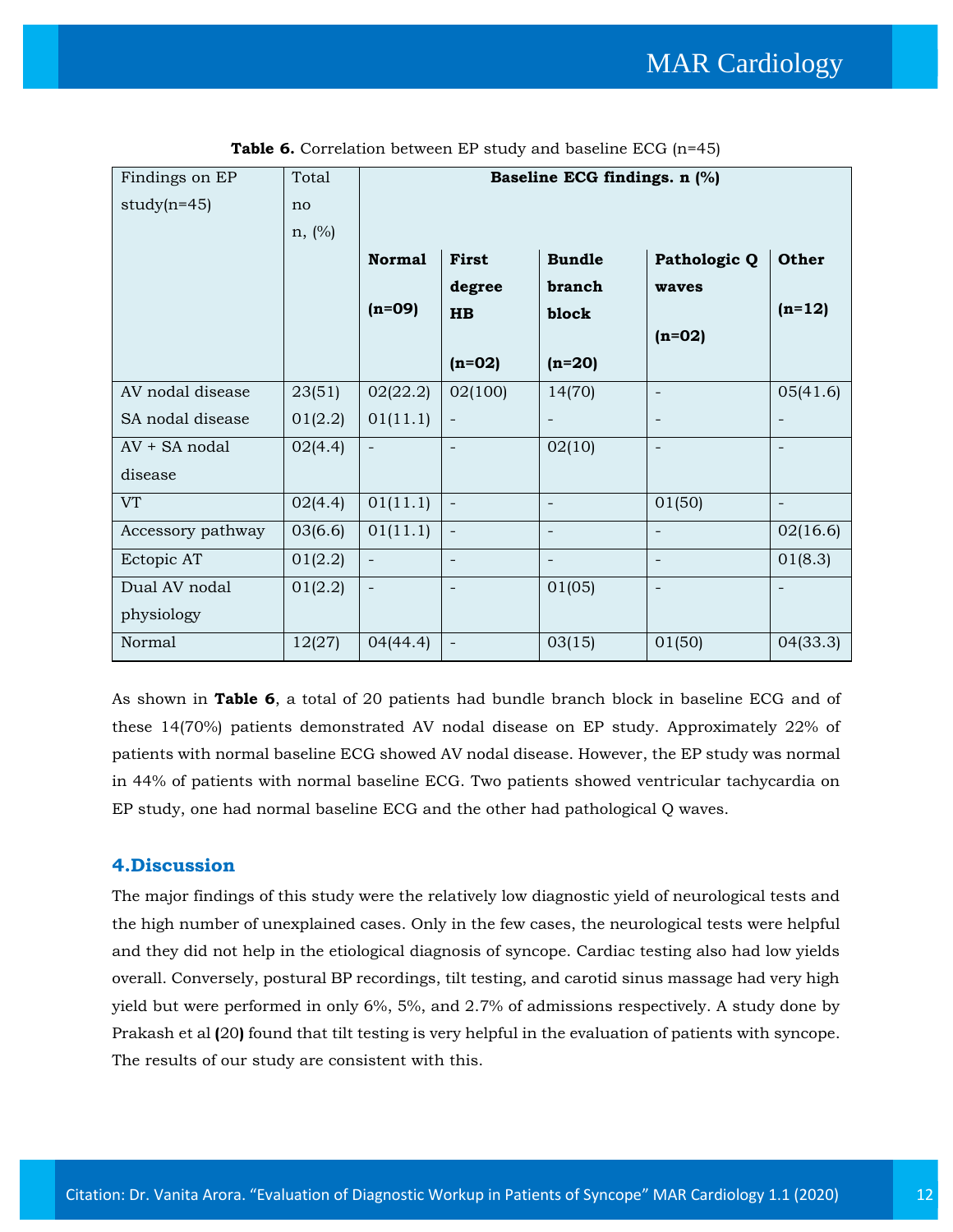**Table 6.** Correlation between EP study and baseline ECG (n=45)

| Findings on EP study(n=45) | Total no n, (%) | Baseline ECG findings. n (%) | | | | |
|---|---|---|---|---|---|---|
| | | **Normal (n=09)** | **First degree HB (n=02)** | **Bundle branch block (n=20)** | **Pathologic Q waves (n=02)** | **Other (n=12)** |
| AV nodal disease | 23(51) | 02(22.2) | 02(100) | 14(70) | - | 05(41.6) |
| SA nodal disease | 01(2.2) | 01(11.1) | - | - | - | - |
| AV + SA nodal disease | 02(4.4) | - | - | 02(10) | - | - |
| VT | 02(4.4) | 01(11.1) | - | - | 01(50) | - |
| Accessory pathway | 03(6.6) | 01(11.1) | - | - | - | 02(16.6) |
| Ectopic AT | 01(2.2) | - | - | - | - | 01(8.3) |
| Dual AV nodal physiology | 01(2.2) | - | - | 01(05) | - | - |
| Normal | 12(27) | 04(44.4) | - | 03(15) | 01(50) | 04(33.3) |

As shown in **Table 6**, a total of 20 patients had bundle branch block in baseline ECG and of these 14(70%) patients demonstrated AV nodal disease on EP study. Approximately 22% of patients with normal baseline ECG showed AV nodal disease. However, the EP study was normal in 44% of patients with normal baseline ECG. Two patients showed ventricular tachycardia on EP study, one had normal baseline ECG and the other had pathological Q waves.

## 4.Discussion

The major findings of this study were the relatively low diagnostic yield of neurological tests and the high number of unexplained cases. Only in the few cases, the neurological tests were helpful and they did not help in the etiological diagnosis of syncope. Cardiac testing also had low yields overall. Conversely, postural BP recordings, tilt testing, and carotid sinus massage had very high yield but were performed in only 6%, 5%, and 2.7% of admissions respectively. A study done by Prakash et al **(**20**)** found that tilt testing is very helpful in the evaluation of patients with syncope. The results of our study are consistent with this.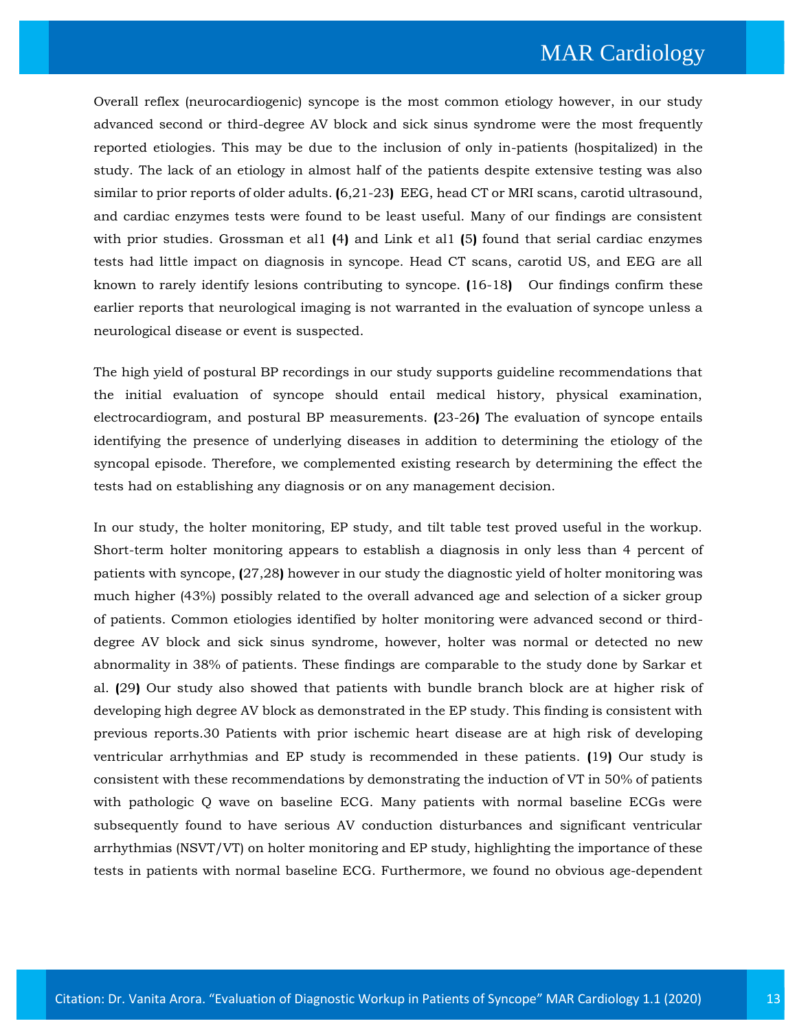Overall reflex (neurocardiogenic) syncope is the most common etiology however, in our study advanced second or third-degree AV block and sick sinus syndrome were the most frequently reported etiologies. This may be due to the inclusion of only in-patients (hospitalized) in the study. The lack of an etiology in almost half of the patients despite extensive testing was also similar to prior reports of older adults. (6,21-23) EEG, head CT or MRI scans, carotid ultrasound, and cardiac enzymes tests were found to be least useful. Many of our findings are consistent with prior studies. Grossman et al1 (4) and Link et al1 (5) found that serial cardiac enzymes tests had little impact on diagnosis in syncope. Head CT scans, carotid US, and EEG are all known to rarely identify lesions contributing to syncope. (16-18) Our findings confirm these earlier reports that neurological imaging is not warranted in the evaluation of syncope unless a neurological disease or event is suspected.

The high yield of postural BP recordings in our study supports guideline recommendations that the initial evaluation of syncope should entail medical history, physical examination, electrocardiogram, and postural BP measurements. (23-26) The evaluation of syncope entails identifying the presence of underlying diseases in addition to determining the etiology of the syncopal episode. Therefore, we complemented existing research by determining the effect the tests had on establishing any diagnosis or on any management decision.

In our study, the holter monitoring, EP study, and tilt table test proved useful in the workup. Short-term holter monitoring appears to establish a diagnosis in only less than 4 percent of patients with syncope, (27,28) however in our study the diagnostic yield of holter monitoring was much higher (43%) possibly related to the overall advanced age and selection of a sicker group of patients. Common etiologies identified by holter monitoring were advanced second or third-degree AV block and sick sinus syndrome, however, holter was normal or detected no new abnormality in 38% of patients. These findings are comparable to the study done by Sarkar et al. (29) Our study also showed that patients with bundle branch block are at higher risk of developing high degree AV block as demonstrated in the EP study. This finding is consistent with previous reports.30 Patients with prior ischemic heart disease are at high risk of developing ventricular arrhythmias and EP study is recommended in these patients. (19) Our study is consistent with these recommendations by demonstrating the induction of VT in 50% of patients with pathologic Q wave on baseline ECG. Many patients with normal baseline ECGs were subsequently found to have serious AV conduction disturbances and significant ventricular arrhythmias (NSVT/VT) on holter monitoring and EP study, highlighting the importance of these tests in patients with normal baseline ECG. Furthermore, we found no obvious age-dependent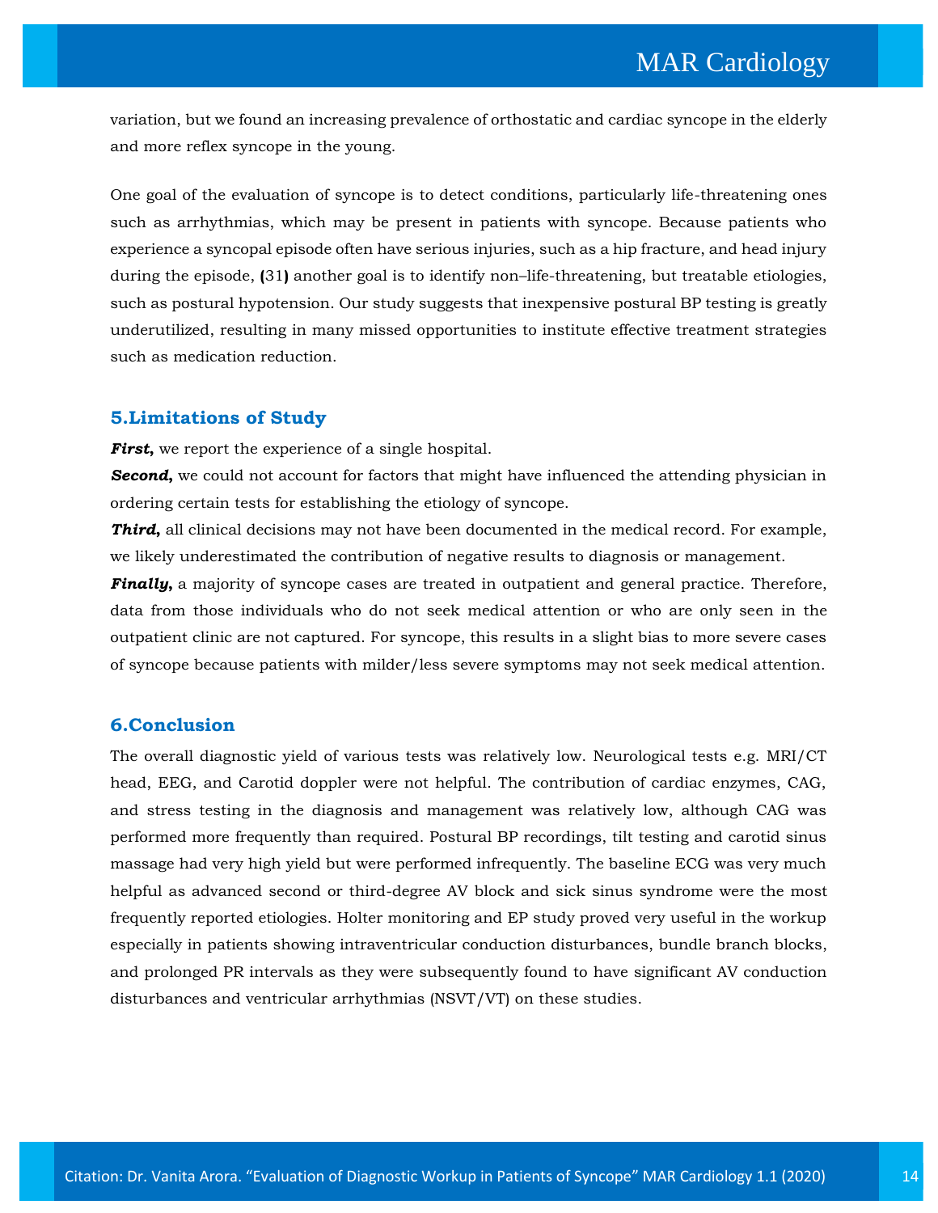variation, but we found an increasing prevalence of orthostatic and cardiac syncope in the elderly and more reflex syncope in the young.

One goal of the evaluation of syncope is to detect conditions, particularly life-threatening ones such as arrhythmias, which may be present in patients with syncope. Because patients who experience a syncopal episode often have serious injuries, such as a hip fracture, and head injury during the episode, (31) another goal is to identify non–life-threatening, but treatable etiologies, such as postural hypotension. Our study suggests that inexpensive postural BP testing is greatly underutilized, resulting in many missed opportunities to institute effective treatment strategies such as medication reduction.

## 5.Limitations of Study

***First,*** we report the experience of a single hospital.

***Second,*** we could not account for factors that might have influenced the attending physician in ordering certain tests for establishing the etiology of syncope.

***Third,*** all clinical decisions may not have been documented in the medical record. For example, we likely underestimated the contribution of negative results to diagnosis or management.

***Finally,*** a majority of syncope cases are treated in outpatient and general practice. Therefore, data from those individuals who do not seek medical attention or who are only seen in the outpatient clinic are not captured. For syncope, this results in a slight bias to more severe cases of syncope because patients with milder/less severe symptoms may not seek medical attention.

## 6.Conclusion

The overall diagnostic yield of various tests was relatively low. Neurological tests e.g. MRI/CT head, EEG, and Carotid doppler were not helpful. The contribution of cardiac enzymes, CAG, and stress testing in the diagnosis and management was relatively low, although CAG was performed more frequently than required. Postural BP recordings, tilt testing and carotid sinus massage had very high yield but were performed infrequently. The baseline ECG was very much helpful as advanced second or third-degree AV block and sick sinus syndrome were the most frequently reported etiologies. Holter monitoring and EP study proved very useful in the workup especially in patients showing intraventricular conduction disturbances, bundle branch blocks, and prolonged PR intervals as they were subsequently found to have significant AV conduction disturbances and ventricular arrhythmias (NSVT/VT) on these studies.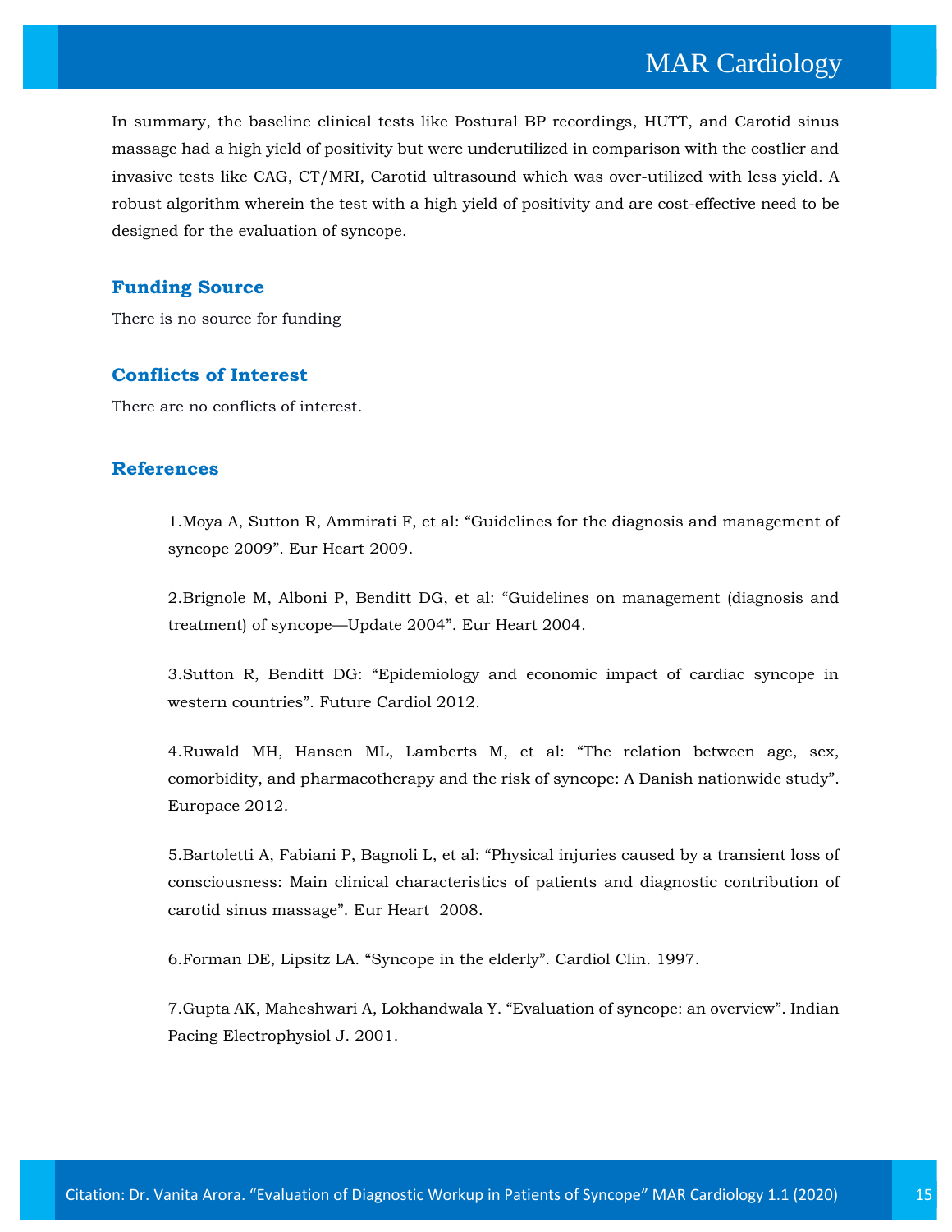In summary, the baseline clinical tests like Postural BP recordings, HUTT, and Carotid sinus massage had a high yield of positivity but were underutilized in comparison with the costlier and invasive tests like CAG, CT/MRI, Carotid ultrasound which was over-utilized with less yield. A robust algorithm wherein the test with a high yield of positivity and are cost-effective need to be designed for the evaluation of syncope.

## Funding Source

There is no source for funding

## Conflicts of Interest

There are no conflicts of interest.

## References

1. Moya A, Sutton R, Ammirati F, et al: "Guidelines for the diagnosis and management of syncope 2009". Eur Heart 2009.

2. Brignole M, Alboni P, Benditt DG, et al: "Guidelines on management (diagnosis and treatment) of syncope—Update 2004". Eur Heart 2004.

3. Sutton R, Benditt DG: "Epidemiology and economic impact of cardiac syncope in western countries". Future Cardiol 2012.

4. Ruwald MH, Hansen ML, Lamberts M, et al: "The relation between age, sex, comorbidity, and pharmacotherapy and the risk of syncope: A Danish nationwide study". Europace 2012.

5. Bartoletti A, Fabiani P, Bagnoli L, et al: "Physical injuries caused by a transient loss of consciousness: Main clinical characteristics of patients and diagnostic contribution of carotid sinus massage". Eur Heart 2008.

6. Forman DE, Lipsitz LA. "Syncope in the elderly". Cardiol Clin. 1997.

7. Gupta AK, Maheshwari A, Lokhandwala Y. "Evaluation of syncope: an overview". Indian Pacing Electrophysiol J. 2001.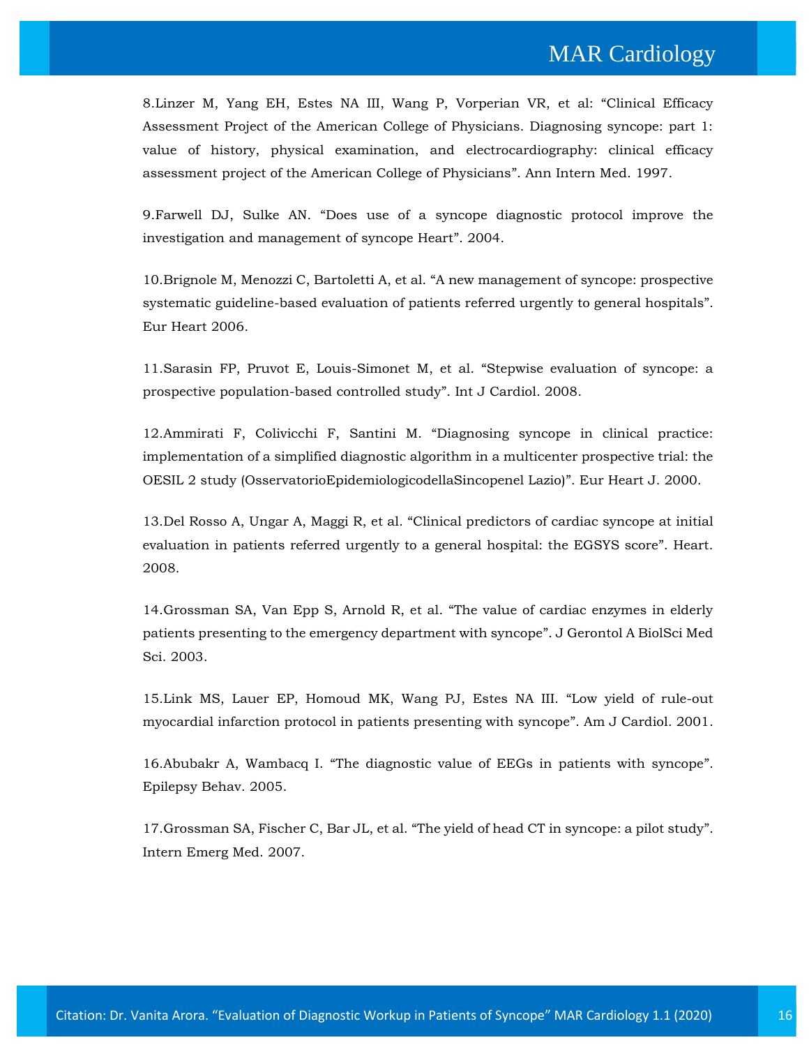8.Linzer M, Yang EH, Estes NA III, Wang P, Vorperian VR, et al: "Clinical Efficacy Assessment Project of the American College of Physicians. Diagnosing syncope: part 1: value of history, physical examination, and electrocardiography: clinical efficacy assessment project of the American College of Physicians". Ann Intern Med. 1997.

9.Farwell DJ, Sulke AN. "Does use of a syncope diagnostic protocol improve the investigation and management of syncope Heart". 2004.

10.Brignole M, Menozzi C, Bartoletti A, et al. "A new management of syncope: prospective systematic guideline-based evaluation of patients referred urgently to general hospitals". Eur Heart 2006.

11.Sarasin FP, Pruvot E, Louis-Simonet M, et al. "Stepwise evaluation of syncope: a prospective population-based controlled study". Int J Cardiol. 2008.

12.Ammirati F, Colivicchi F, Santini M. "Diagnosing syncope in clinical practice: implementation of a simplified diagnostic algorithm in a multicenter prospective trial: the OESIL 2 study (OsservatorioEpidemiologicodellaSincopenel Lazio)". Eur Heart J. 2000.

13.Del Rosso A, Ungar A, Maggi R, et al. "Clinical predictors of cardiac syncope at initial evaluation in patients referred urgently to a general hospital: the EGSYS score". Heart. 2008.

14.Grossman SA, Van Epp S, Arnold R, et al. "The value of cardiac enzymes in elderly patients presenting to the emergency department with syncope". J Gerontol A BiolSci Med Sci. 2003.

15.Link MS, Lauer EP, Homoud MK, Wang PJ, Estes NA III. "Low yield of rule-out myocardial infarction protocol in patients presenting with syncope". Am J Cardiol. 2001.

16.Abubakr A, Wambacq I. "The diagnostic value of EEGs in patients with syncope". Epilepsy Behav. 2005.

17.Grossman SA, Fischer C, Bar JL, et al. "The yield of head CT in syncope: a pilot study". Intern Emerg Med. 2007.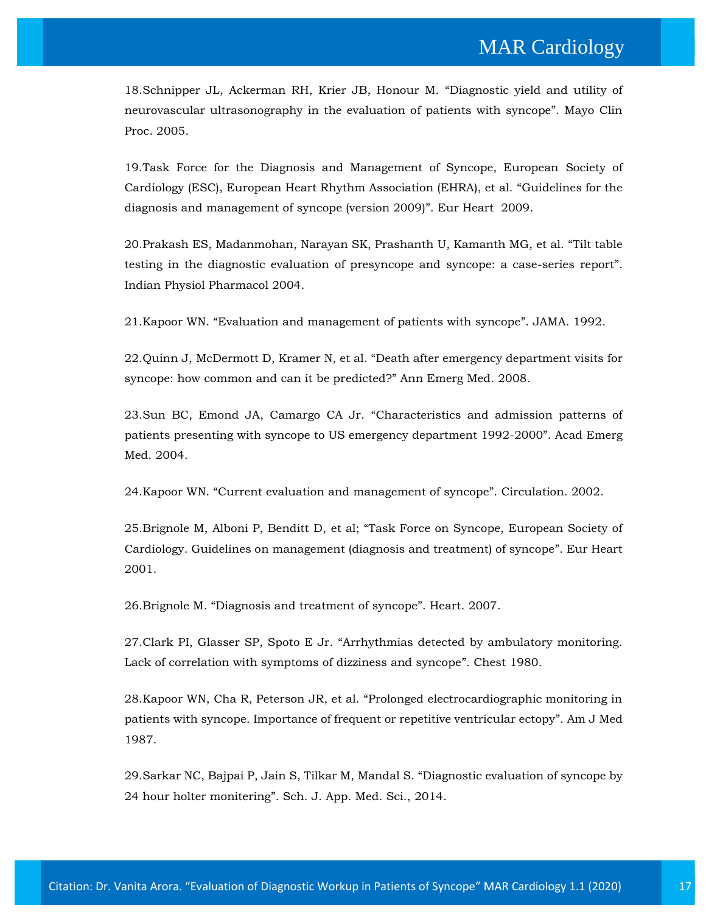18.Schnipper JL, Ackerman RH, Krier JB, Honour M. “Diagnostic yield and utility of neurovascular ultrasonography in the evaluation of patients with syncope”. Mayo Clin Proc. 2005.

19.Task Force for the Diagnosis and Management of Syncope, European Society of Cardiology (ESC), European Heart Rhythm Association (EHRA), et al. “Guidelines for the diagnosis and management of syncope (version 2009)”. Eur Heart 2009.

20.Prakash ES, Madanmohan, Narayan SK, Prashanth U, Kamanth MG, et al. “Tilt table testing in the diagnostic evaluation of presyncope and syncope: a case-series report”. Indian Physiol Pharmacol 2004.

21.Kapoor WN. “Evaluation and management of patients with syncope”. JAMA. 1992.

22.Quinn J, McDermott D, Kramer N, et al. “Death after emergency department visits for syncope: how common and can it be predicted?” Ann Emerg Med. 2008.

23.Sun BC, Emond JA, Camargo CA Jr. “Characteristics and admission patterns of patients presenting with syncope to US emergency department 1992-2000”. Acad Emerg Med. 2004.

24.Kapoor WN. “Current evaluation and management of syncope”. Circulation. 2002.

25.Brignole M, Alboni P, Benditt D, et al; “Task Force on Syncope, European Society of Cardiology. Guidelines on management (diagnosis and treatment) of syncope”. Eur Heart 2001.

26.Brignole M. “Diagnosis and treatment of syncope”. Heart. 2007.

27.Clark PI, Glasser SP, Spoto E Jr. “Arrhythmias detected by ambulatory monitoring. Lack of correlation with symptoms of dizziness and syncope”. Chest 1980.

28.Kapoor WN, Cha R, Peterson JR, et al. “Prolonged electrocardiographic monitoring in patients with syncope. Importance of frequent or repetitive ventricular ectopy”. Am J Med 1987.

29.Sarkar NC, Bajpai P, Jain S, Tilkar M, Mandal S. “Diagnostic evaluation of syncope by 24 hour holter monitering”. Sch. J. App. Med. Sci., 2014.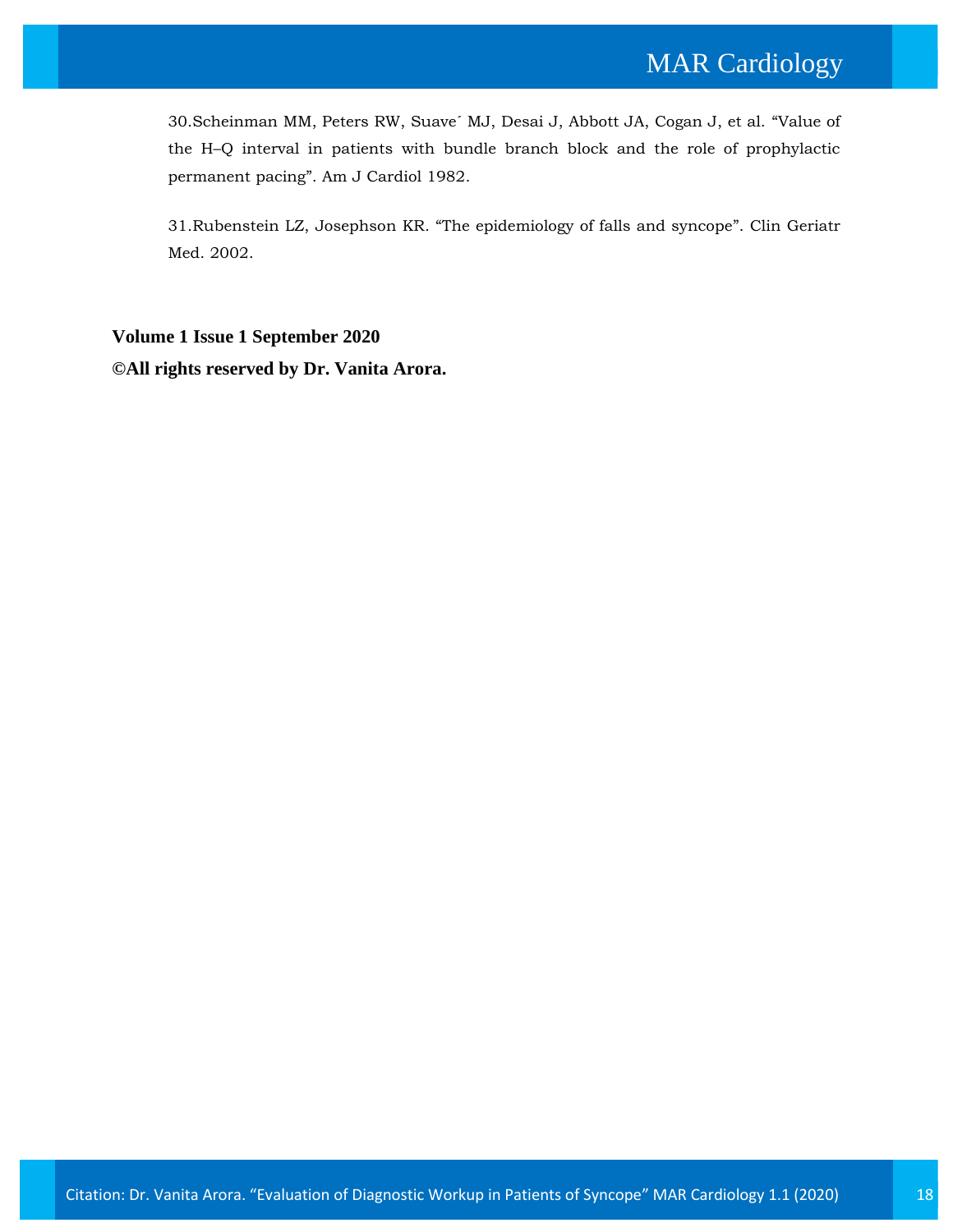30.Scheinman MM, Peters RW, Suave´ MJ, Desai J, Abbott JA, Cogan J, et al. “Value of the H–Q interval in patients with bundle branch block and the role of prophylactic permanent pacing”. Am J Cardiol 1982.

31.Rubenstein LZ, Josephson KR. “The epidemiology of falls and syncope”. Clin Geriatr Med. 2002.

**Volume 1 Issue 1 September 2020**

**©All rights reserved by Dr. Vanita Arora.**